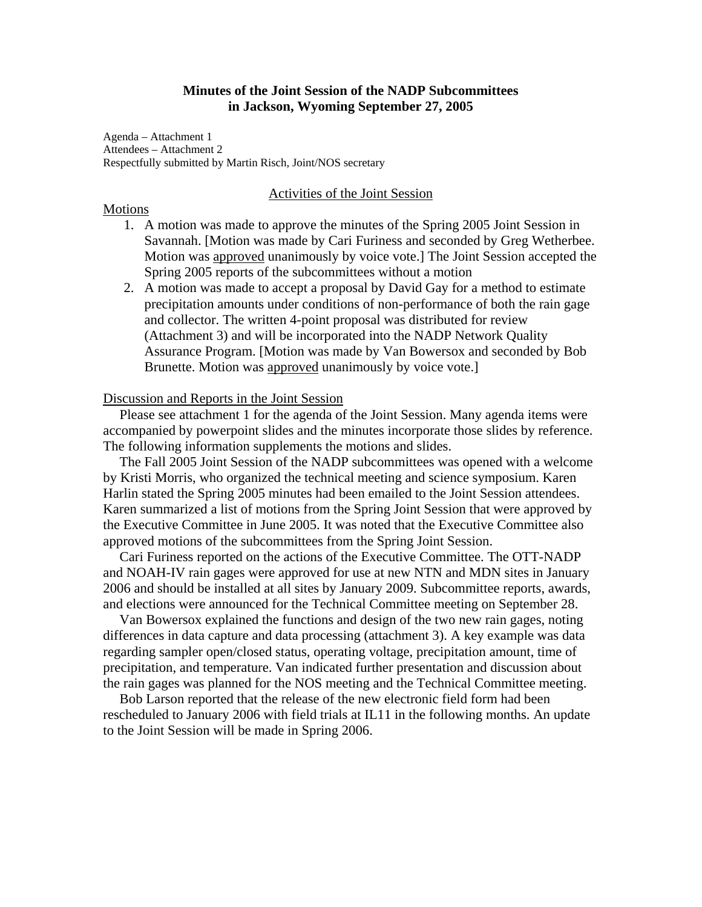# Minutes of the Joint Session of the NADP Subcommittees in Jackson, Wyoming September 27, 2005

Agenda – Attachment 1
Attendees – Attachment 2
Respectfully submitted by Martin Risch, Joint/NOS secretary

## Activities of the Joint Session

### Motions

1. A motion was made to approve the minutes of the Spring 2005 Joint Session in Savannah. [Motion was made by Cari Furiness and seconded by Greg Wetherbee. Motion was approved unanimously by voice vote.] The Joint Session accepted the Spring 2005 reports of the subcommittees without a motion
2. A motion was made to accept a proposal by David Gay for a method to estimate precipitation amounts under conditions of non-performance of both the rain gage and collector. The written 4-point proposal was distributed for review (Attachment 3) and will be incorporated into the NADP Network Quality Assurance Program. [Motion was made by Van Bowersox and seconded by Bob Brunette. Motion was approved unanimously by voice vote.]

### Discussion and Reports in the Joint Session

Please see attachment 1 for the agenda of the Joint Session. Many agenda items were accompanied by powerpoint slides and the minutes incorporate those slides by reference. The following information supplements the motions and slides.

The Fall 2005 Joint Session of the NADP subcommittees was opened with a welcome by Kristi Morris, who organized the technical meeting and science symposium. Karen Harlin stated the Spring 2005 minutes had been emailed to the Joint Session attendees. Karen summarized a list of motions from the Spring Joint Session that were approved by the Executive Committee in June 2005. It was noted that the Executive Committee also approved motions of the subcommittees from the Spring Joint Session.

Cari Furiness reported on the actions of the Executive Committee. The OTT-NADP and NOAH-IV rain gages were approved for use at new NTN and MDN sites in January 2006 and should be installed at all sites by January 2009. Subcommittee reports, awards, and elections were announced for the Technical Committee meeting on September 28.

Van Bowersox explained the functions and design of the two new rain gages, noting differences in data capture and data processing (attachment 3). A key example was data regarding sampler open/closed status, operating voltage, precipitation amount, time of precipitation, and temperature. Van indicated further presentation and discussion about the rain gages was planned for the NOS meeting and the Technical Committee meeting.

Bob Larson reported that the release of the new electronic field form had been rescheduled to January 2006 with field trials at IL11 in the following months. An update to the Joint Session will be made in Spring 2006.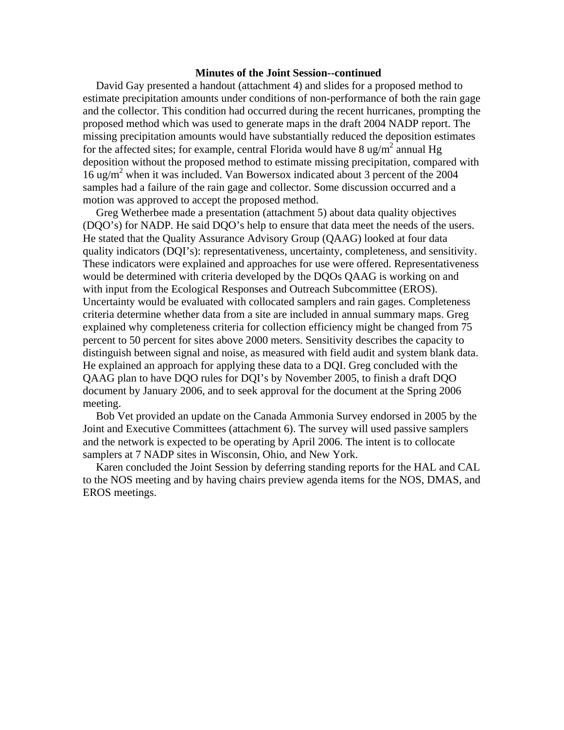**Minutes of the Joint Session--continued**

David Gay presented a handout (attachment 4) and slides for a proposed method to estimate precipitation amounts under conditions of non-performance of both the rain gage and the collector. This condition had occurred during the recent hurricanes, prompting the proposed method which was used to generate maps in the draft 2004 NADP report. The missing precipitation amounts would have substantially reduced the deposition estimates for the affected sites; for example, central Florida would have 8 ug/$m^2$ annual Hg deposition without the proposed method to estimate missing precipitation, compared with 16 ug/$m^2$ when it was included. Van Bowersox indicated about 3 percent of the 2004 samples had a failure of the rain gage and collector. Some discussion occurred and a motion was approved to accept the proposed method.

Greg Wetherbee made a presentation (attachment 5) about data quality objectives (DQO's) for NADP. He said DQO's help to ensure that data meet the needs of the users. He stated that the Quality Assurance Advisory Group (QAAG) looked at four data quality indicators (DQI's): representativeness, uncertainty, completeness, and sensitivity. These indicators were explained and approaches for use were offered. Representativeness would be determined with criteria developed by the DQOs QAAG is working on and with input from the Ecological Responses and Outreach Subcommittee (EROS). Uncertainty would be evaluated with collocated samplers and rain gages. Completeness criteria determine whether data from a site are included in annual summary maps. Greg explained why completeness criteria for collection efficiency might be changed from 75 percent to 50 percent for sites above 2000 meters. Sensitivity describes the capacity to distinguish between signal and noise, as measured with field audit and system blank data. He explained an approach for applying these data to a DQI. Greg concluded with the QAAG plan to have DQO rules for DQI's by November 2005, to finish a draft DQO document by January 2006, and to seek approval for the document at the Spring 2006 meeting.

Bob Vet provided an update on the Canada Ammonia Survey endorsed in 2005 by the Joint and Executive Committees (attachment 6). The survey will used passive samplers and the network is expected to be operating by April 2006. The intent is to collocate samplers at 7 NADP sites in Wisconsin, Ohio, and New York.

Karen concluded the Joint Session by deferring standing reports for the HAL and CAL to the NOS meeting and by having chairs preview agenda items for the NOS, DMAS, and EROS meetings.